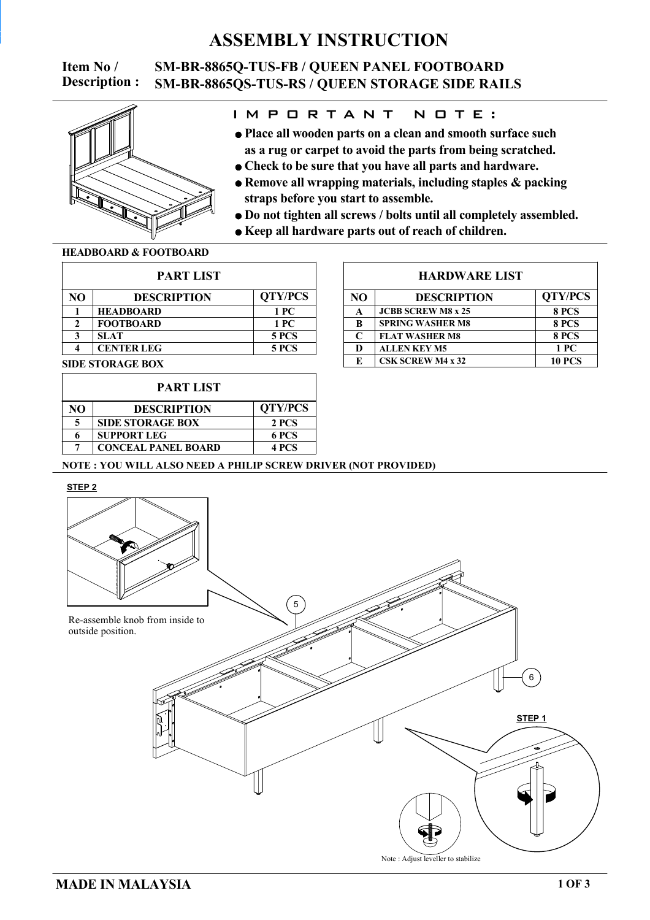# ASSEMBLY INSTRUCTION

**Item No / Description :** SM-BR-8865Q-TUS-FB / QUEEN PANEL FOOTBOARD
SM-BR-8865QS-TUS-RS / QUEEN STORAGE SIDE RAILS

## IMPORTANT NOTE:

- Place all wooden parts on a clean and smooth surface such as a rug or carpet to avoid the parts from being scratched.
- Check to be sure that you have all parts and hardware.
- Remove all wrapping materials, including staples & packing straps before you start to assemble.
- Do not tighten all screws / bolts until all completely assembled.
- Keep all hardware parts out of reach of children.

### HEADBOARD & FOOTBOARD

| PART LIST | | |
|---|---|---|
| **NO** | **DESCRIPTION** | **QTY/PCS** |
| 1 | HEADBOARD | 1 PC |
| 2 | FOOTBOARD | 1 PC |
| 3 | SLAT | 5 PCS |
| 4 | CENTER LEG | 5 PCS |

### SIDE STORAGE BOX

| PART LIST | | |
|---|---|---|
| **NO** | **DESCRIPTION** | **QTY/PCS** |
| 5 | SIDE STORAGE BOX | 2 PCS |
| 6 | SUPPORT LEG | 6 PCS |
| 7 | CONCEAL PANEL BOARD | 4 PCS |

| HARDWARE LIST | | |
|---|---|---|
| **NO** | **DESCRIPTION** | **QTY/PCS** |
| A | JCBB SCREW M8 x 25 | 8 PCS |
| B | SPRING WASHER M8 | 8 PCS |
| C | FLAT WASHER M8 | 8 PCS |
| D | ALLEN KEY M5 | 1 PC |
| E | CSK SCREW M4 x 32 | 10 PCS |

**NOTE : YOU WILL ALSO NEED A PHILIP SCREW DRIVER (NOT PROVIDED)**

**STEP 2**

Re-assemble knob from inside to outside position.

5

6

**STEP 1**

Note : Adjust leveller to stabilize

**MADE IN MALAYSIA**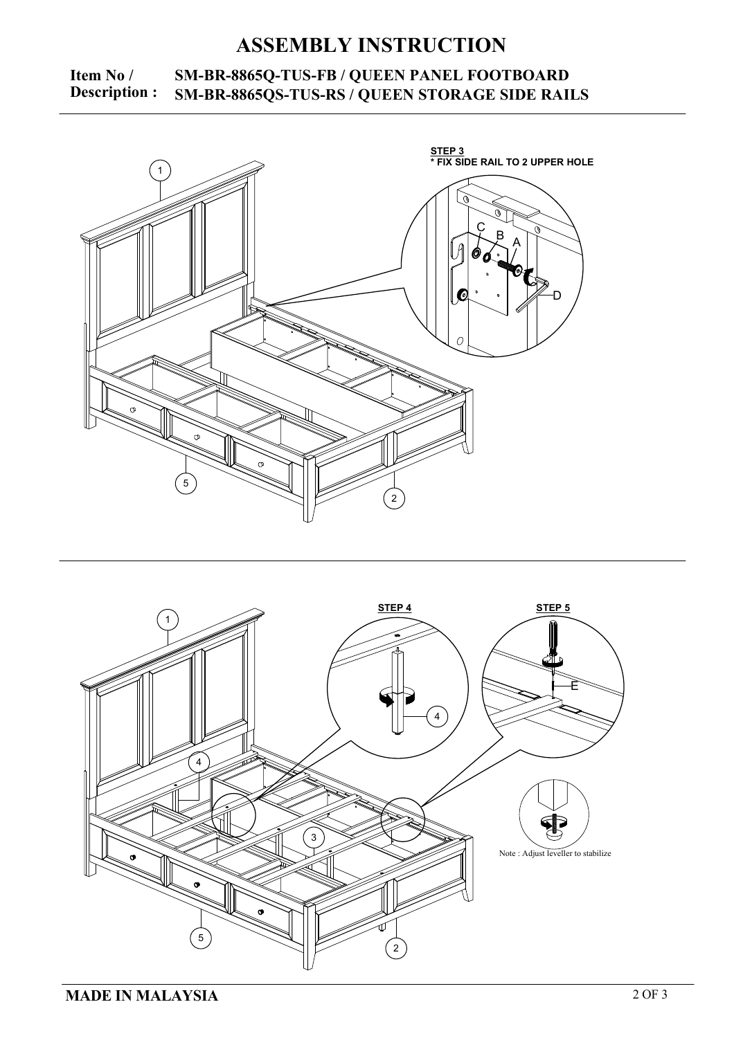# ASSEMBLY INSTRUCTION

**Item No / Description :** **SM-BR-8865Q-TUS-FB / QUEEN PANEL FOOTBOARD**
**SM-BR-8865QS-TUS-RS / QUEEN STORAGE SIDE RAILS**

**STEP 3**
**\* FIX SIDE RAIL TO 2 UPPER HOLE**

C B A D

1 5 2

**STEP 4**

**STEP 5**

4 E

1 4 3 5 2

Note : Adjust leveller to stabilize

**MADE IN MALAYSIA**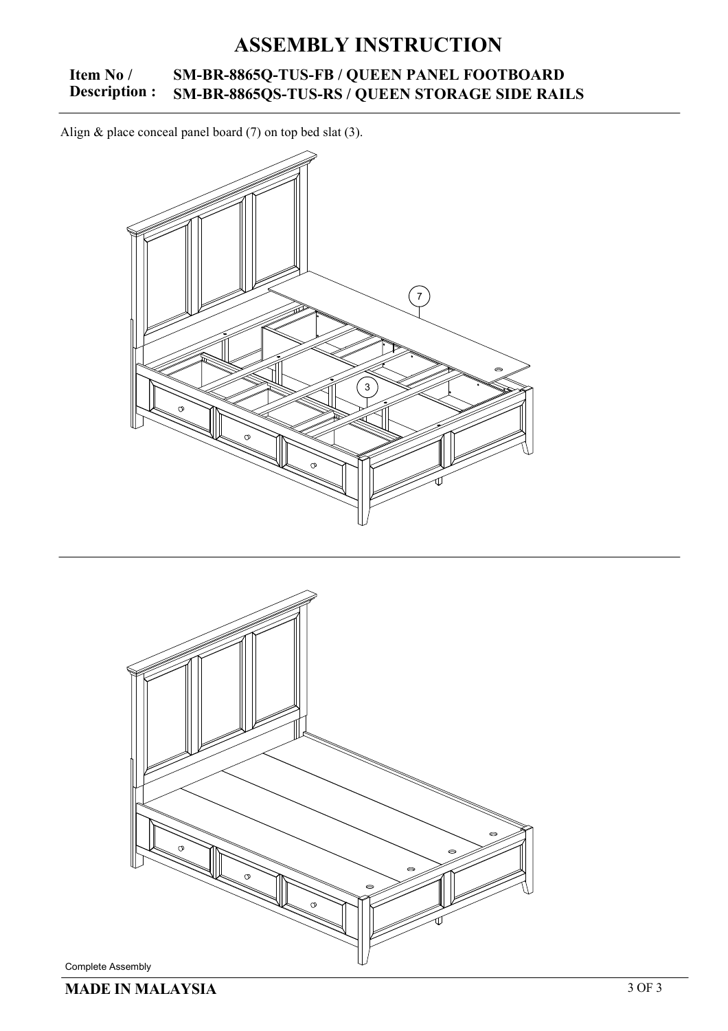# ASSEMBLY INSTRUCTION

**Item No / Description :** **SM-BR-8865Q-TUS-FB / QUEEN PANEL FOOTBOARD**
**SM-BR-8865QS-TUS-RS / QUEEN STORAGE SIDE RAILS**

Align & place conceal panel board (7) on top bed slat (3).

7

3

Complete Assembly

**MADE IN MALAYSIA**